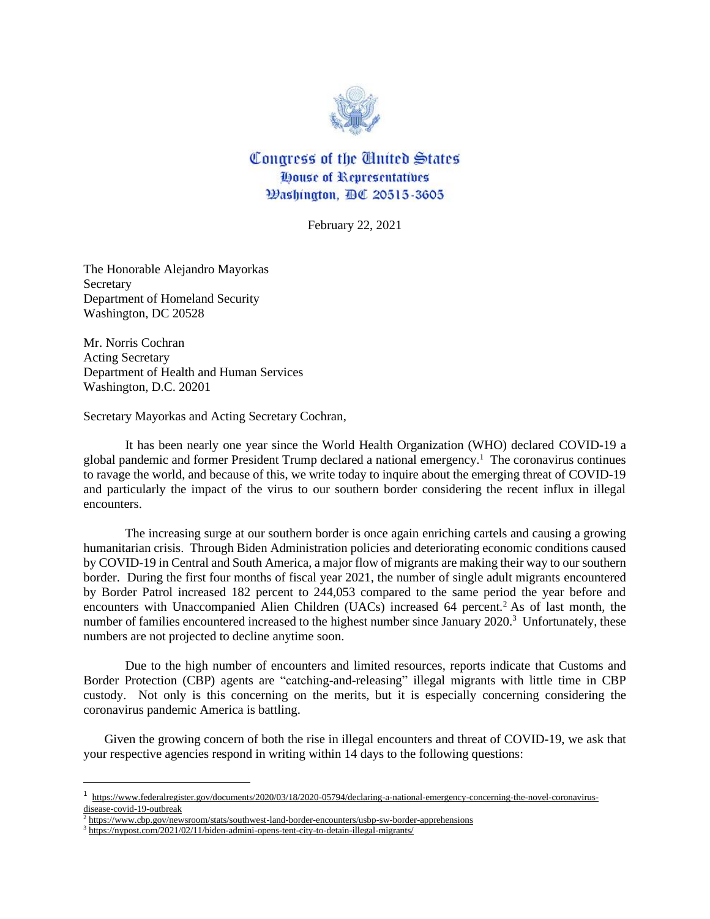Congress of the United States
House of Representatives
Washington, DC 20515-3605

February 22, 2021

The Honorable Alejandro Mayorkas
Secretary
Department of Homeland Security
Washington, DC 20528

Mr. Norris Cochran
Acting Secretary
Department of Health and Human Services
Washington, D.C. 20201

Secretary Mayorkas and Acting Secretary Cochran,

It has been nearly one year since the World Health Organization (WHO) declared COVID-19 a global pandemic and former President Trump declared a national emergency.[1] The coronavirus continues to ravage the world, and because of this, we write today to inquire about the emerging threat of COVID-19 and particularly the impact of the virus to our southern border considering the recent influx in illegal encounters.

The increasing surge at our southern border is once again enriching cartels and causing a growing humanitarian crisis. Through Biden Administration policies and deteriorating economic conditions caused by COVID-19 in Central and South America, a major flow of migrants are making their way to our southern border. During the first four months of fiscal year 2021, the number of single adult migrants encountered by Border Patrol increased 182 percent to 244,053 compared to the same period the year before and encounters with Unaccompanied Alien Children (UACs) increased 64 percent.[2] As of last month, the number of families encountered increased to the highest number since January 2020.[3] Unfortunately, these numbers are not projected to decline anytime soon.

Due to the high number of encounters and limited resources, reports indicate that Customs and Border Protection (CBP) agents are "catching-and-releasing" illegal migrants with little time in CBP custody. Not only is this concerning on the merits, but it is especially concerning considering the coronavirus pandemic America is battling.

Given the growing concern of both the rise in illegal encounters and threat of COVID-19, we ask that your respective agencies respond in writing within 14 days to the following questions:

---

[1] https://www.federalregister.gov/documents/2020/03/18/2020-05794/declaring-a-national-emergency-concerning-the-novel-coronavirus-disease-covid-19-outbreak

[2] https://www.cbp.gov/newsroom/stats/southwest-land-border-encounters/usbp-sw-border-apprehensions

[3] https://nypost.com/2021/02/11/biden-admini-opens-tent-city-to-detain-illegal-migrants/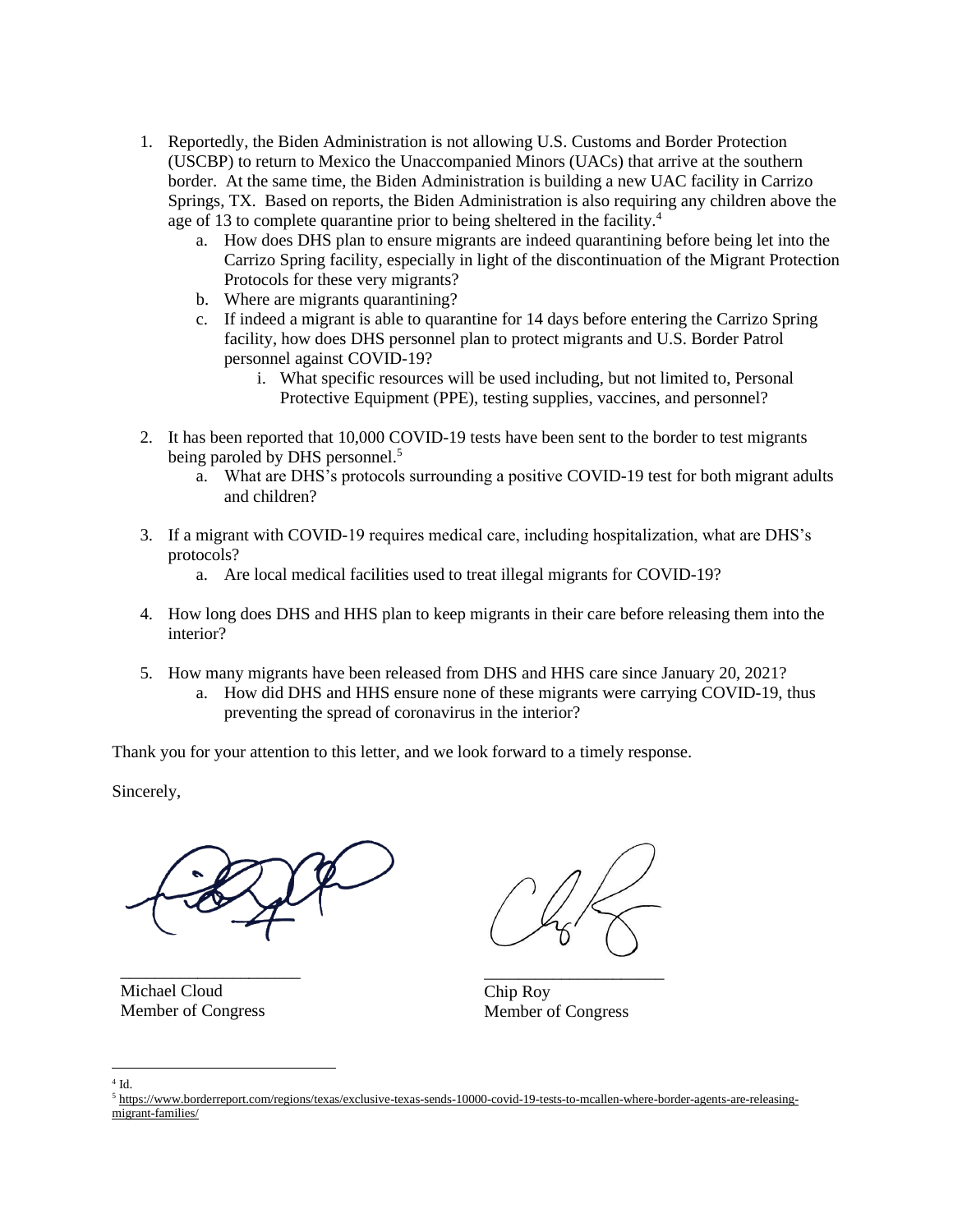1. Reportedly, the Biden Administration is not allowing U.S. Customs and Border Protection (USCBP) to return to Mexico the Unaccompanied Minors (UACs) that arrive at the southern border. At the same time, the Biden Administration is building a new UAC facility in Carrizo Springs, TX. Based on reports, the Biden Administration is also requiring any children above the age of 13 to complete quarantine prior to being sheltered in the facility.[4]
    a. How does DHS plan to ensure migrants are indeed quarantining before being let into the Carrizo Spring facility, especially in light of the discontinuation of the Migrant Protection Protocols for these very migrants?
    b. Where are migrants quarantining?
    c. If indeed a migrant is able to quarantine for 14 days before entering the Carrizo Spring facility, how does DHS personnel plan to protect migrants and U.S. Border Patrol personnel against COVID-19?
        i. What specific resources will be used including, but not limited to, Personal Protective Equipment (PPE), testing supplies, vaccines, and personnel?

2. It has been reported that 10,000 COVID-19 tests have been sent to the border to test migrants being paroled by DHS personnel.[5]
    a. What are DHS's protocols surrounding a positive COVID-19 test for both migrant adults and children?

3. If a migrant with COVID-19 requires medical care, including hospitalization, what are DHS's protocols?
    a. Are local medical facilities used to treat illegal migrants for COVID-19?

4. How long does DHS and HHS plan to keep migrants in their care before releasing them into the interior?

5. How many migrants have been released from DHS and HHS care since January 20, 2021?
    a. How did DHS and HHS ensure none of these migrants were carrying COVID-19, thus preventing the spread of coronavirus in the interior?

Thank you for your attention to this letter, and we look forward to a timely response.

Sincerely,

Michael Cloud
Member of Congress

Chip Roy
Member of Congress

---

[4] Id.

[5] https://www.borderreport.com/regions/texas/exclusive-texas-sends-10000-covid-19-tests-to-mcallen-where-border-agents-are-releasing-migrant-families/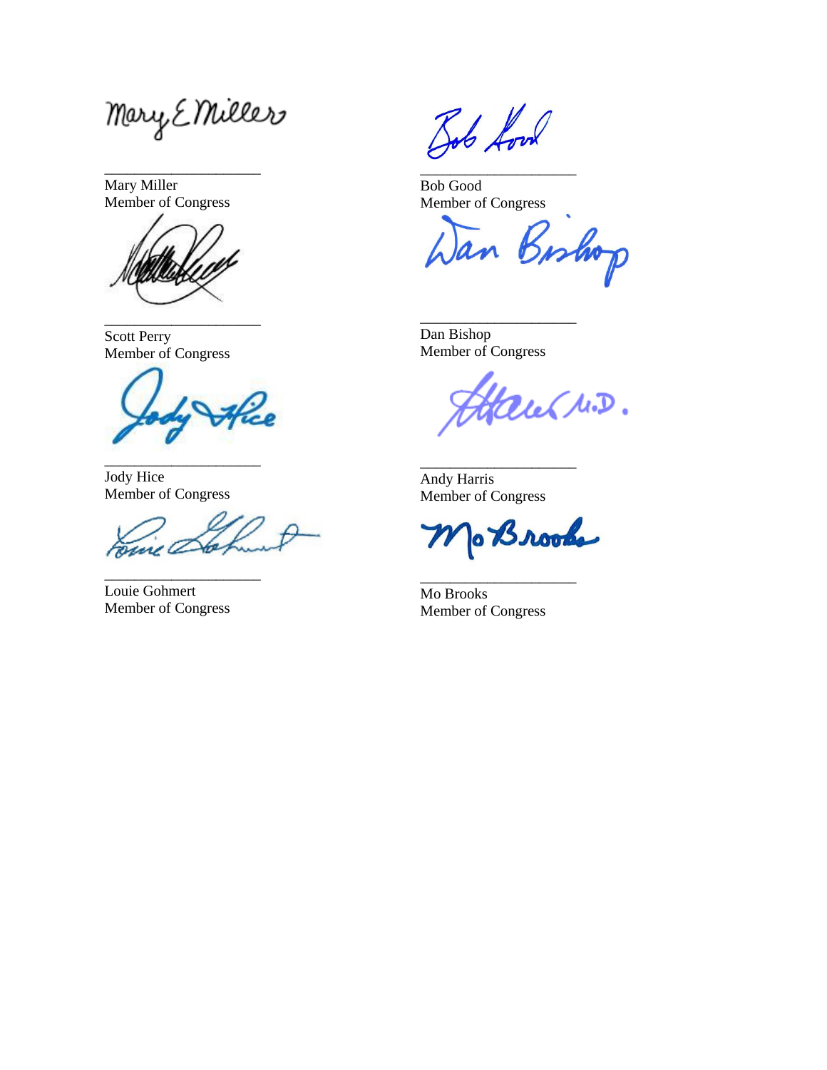Mary E Miller

\_\_\_\_\_\_\_\_\_\_\_\_\_\_\_\_\_\_\_\_\_\_\_\_\_

Mary Miller
Member of Congress

Bob Good

\_\_\_\_\_\_\_\_\_\_\_\_\_\_\_\_\_\_\_\_\_\_\_\_\_

Bob Good
Member of Congress

\_\_\_\_\_\_\_\_\_\_\_\_\_\_\_\_\_\_\_\_\_\_\_\_\_

Scott Perry
Member of Congress

Dan Bishop

\_\_\_\_\_\_\_\_\_\_\_\_\_\_\_\_\_\_\_\_\_\_\_\_\_

Dan Bishop
Member of Congress

Jody Hice

\_\_\_\_\_\_\_\_\_\_\_\_\_\_\_\_\_\_\_\_\_\_\_\_\_

Jody Hice
Member of Congress

M.D.

\_\_\_\_\_\_\_\_\_\_\_\_\_\_\_\_\_\_\_\_\_\_\_\_\_

Andy Harris
Member of Congress

Louie Gohmert

\_\_\_\_\_\_\_\_\_\_\_\_\_\_\_\_\_\_\_\_\_\_\_\_\_

Louie Gohmert
Member of Congress

Mo Brooks

\_\_\_\_\_\_\_\_\_\_\_\_\_\_\_\_\_\_\_\_\_\_\_\_\_

Mo Brooks
Member of Congress